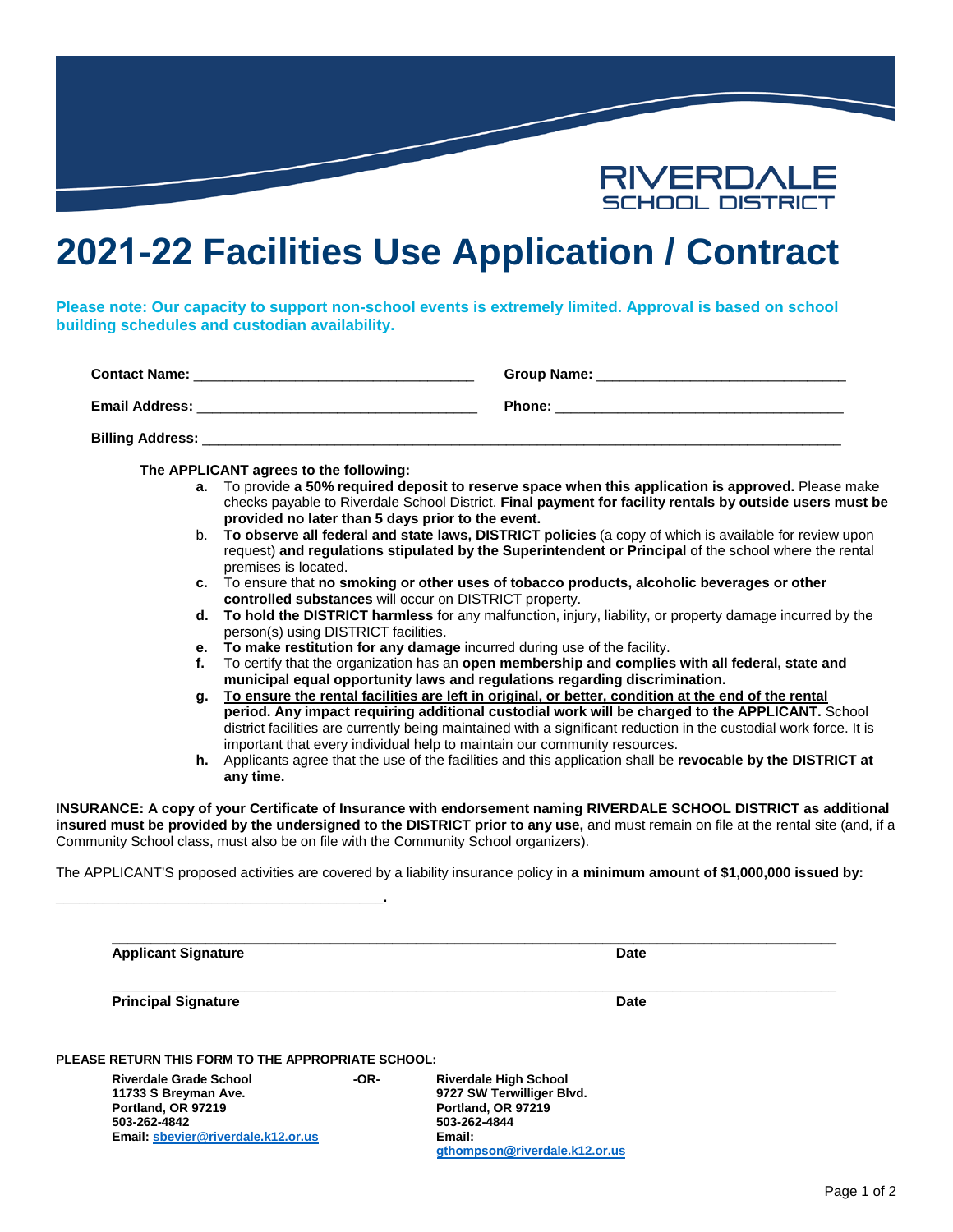RIVERDALE SCHOOL DISTRICT

# 2021-22 Facilities Use Application / Contract

**Please note: Our capacity to support non-school events is extremely limited. Approval is based on school building schedules and custodian availability.**

**Contact Name:** ___________________________________ **Group Name:** _______________________________

**Email Address:** ___________________________________ **Phone:** _____________________________________

**Billing Address:** _____________________________________________________________________________________

**The APPLICANT agrees to the following:**

- **a.** To provide **a 50% required deposit to reserve space when this application is approved.** Please make checks payable to Riverdale School District. **Final payment for facility rentals by outside users must be provided no later than 5 days prior to the event.**
- b. **To observe all federal and state laws, DISTRICT policies** (a copy of which is available for review upon request) **and regulations stipulated by the Superintendent or Principal** of the school where the rental premises is located.
- **c.** To ensure that **no smoking or other uses of tobacco products, alcoholic beverages or other controlled substances** will occur on DISTRICT property.
- **d. To hold the DISTRICT harmless** for any malfunction, injury, liability, or property damage incurred by the person(s) using DISTRICT facilities.
- **e. To make restitution for any damage** incurred during use of the facility.
- **f.** To certify that the organization has an **open membership and complies with all federal, state and municipal equal opportunity laws and regulations regarding discrimination.**
- **g.** **To ensure the rental facilities are left in original, or better, condition at the end of the rental period. Any impact requiring additional custodial work will be charged to the APPLICANT.** School district facilities are currently being maintained with a significant reduction in the custodial work force. It is important that every individual help to maintain our community resources.
- **h.** Applicants agree that the use of the facilities and this application shall be **revocable by the DISTRICT at any time.**

**INSURANCE: A copy of your Certificate of Insurance with endorsement naming RIVERDALE SCHOOL DISTRICT as additional insured must be provided by the undersigned to the DISTRICT prior to any use,** and must remain on file at the rental site (and, if a Community School class, must also be on file with the Community School organizers).

The APPLICANT'S proposed activities are covered by a liability insurance policy in **a minimum amount of $1,000,000 issued by:**

**__________________________________________.**

_____________________________________________________________________________________

**Applicant Signature** **Date**

_____________________________________________________________________________________

**Principal Signature** **Date**

**PLEASE RETURN THIS FORM TO THE APPROPRIATE SCHOOL:**

**Riverdale Grade School**
**11733 S Breyman Ave.**
**Portland, OR 97219**
**503-262-4842**
**Email: sbevier@riverdale.k12.or.us**

**-OR-**

**Riverdale High School**
**9727 SW Terwilliger Blvd.**
**Portland, OR 97219**
**503-262-4844**
**Email: gthompson@riverdale.k12.or.us**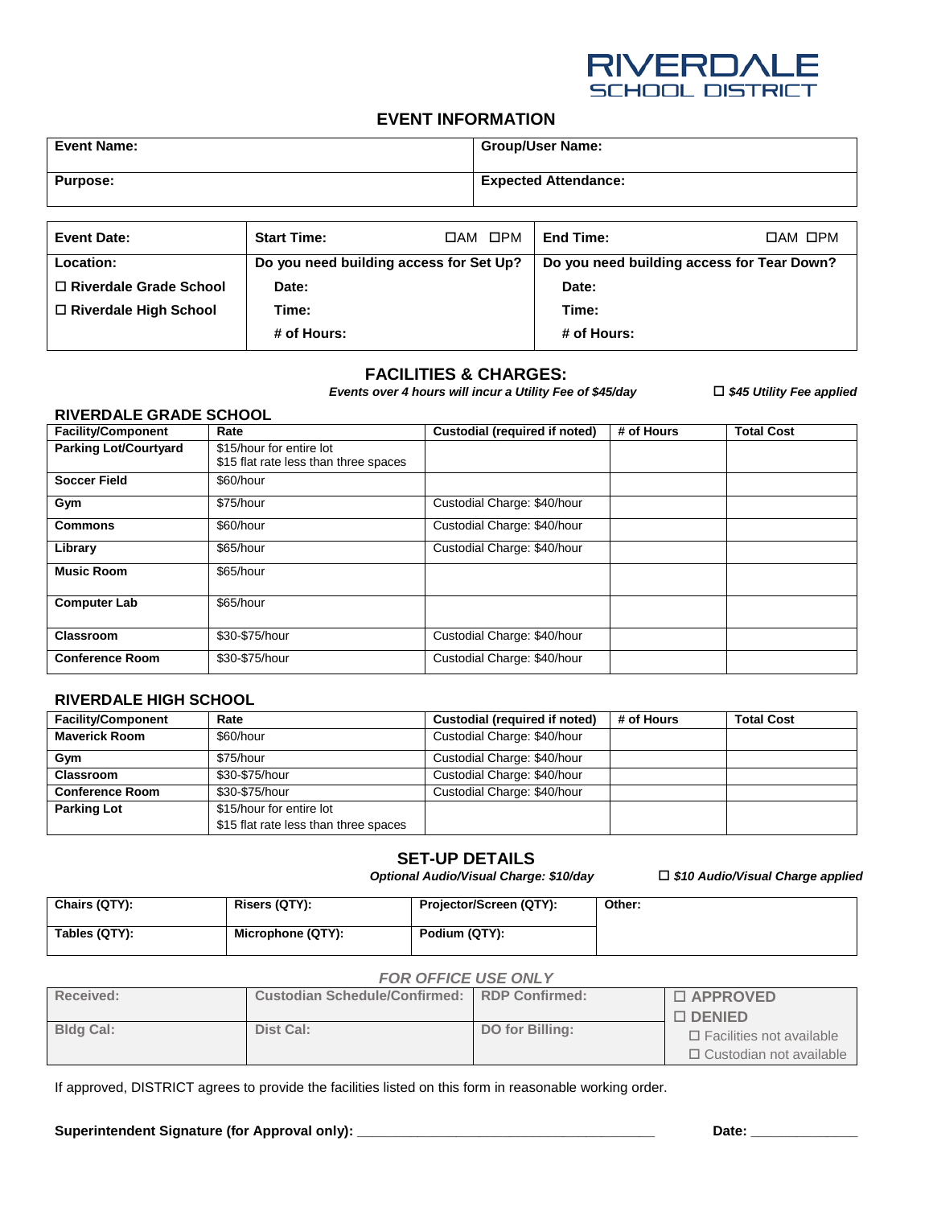RIVERDALE
SCHOOL DISTRICT

## EVENT INFORMATION

| | |
|---|---|
| **Event Name:** | **Group/User Name:** |
| **Purpose:** | **Expected Attendance:** |

| | | |
|---|---|---|
| **Event Date:** | **Start Time:** ☐AM ☐PM | **End Time:** ☐AM ☐PM |
| **Location:** | **Do you need building access for Set Up?** | **Do you need building access for Tear Down?** |
| ☐ **Riverdale Grade School** | **Date:** | **Date:** |
| ☐ **Riverdale High School** | **Time:** | **Time:** |
| | **# of Hours:** | **# of Hours:** |

## FACILITIES & CHARGES:

***Events over 4 hours will incur a Utility Fee of $45/day*** ☐ ***$45 Utility Fee applied***

### RIVERDALE GRADE SCHOOL

| Facility/Component | Rate | Custodial (required if noted) | # of Hours | Total Cost |
|---|---|---|---|---|
| **Parking Lot/Courtyard** | $15/hour for entire lot<br>$15 flat rate less than three spaces | | | |
| **Soccer Field** | $60/hour | | | |
| **Gym** | $75/hour | Custodial Charge: $40/hour | | |
| **Commons** | $60/hour | Custodial Charge: $40/hour | | |
| **Library** | $65/hour | Custodial Charge: $40/hour | | |
| **Music Room** | $65/hour | | | |
| **Computer Lab** | $65/hour | | | |
| **Classroom** | $30-$75/hour | Custodial Charge: $40/hour | | |
| **Conference Room** | $30-$75/hour | Custodial Charge: $40/hour | | |

### RIVERDALE HIGH SCHOOL

| Facility/Component | Rate | Custodial (required if noted) | # of Hours | Total Cost |
|---|---|---|---|---|
| **Maverick Room** | $60/hour | Custodial Charge: $40/hour | | |
| **Gym** | $75/hour | Custodial Charge: $40/hour | | |
| **Classroom** | $30-$75/hour | Custodial Charge: $40/hour | | |
| **Conference Room** | $30-$75/hour | Custodial Charge: $40/hour | | |
| **Parking Lot** | $15/hour for entire lot<br>$15 flat rate less than three spaces | | | |

## SET-UP DETAILS

***Optional Audio/Visual Charge: $10/day*** ☐ ***$10 Audio/Visual Charge applied***

| | | | |
|---|---|---|---|
| **Chairs (QTY):** | **Risers (QTY):** | **Projector/Screen (QTY):** | **Other:** |
| **Tables (QTY):** | **Microphone (QTY):** | **Podium (QTY):** | |

*FOR OFFICE USE ONLY*

| | | | |
|---|---|---|---|
| **Received:** | **Custodian Schedule/Confirmed:** | **RDP Confirmed:** | ☐ **APPROVED**<br>☐ **DENIED** |
| **Bldg Cal:** | **Dist Cal:** | **DO for Billing:** | ☐ Facilities not available<br>☐ Custodian not available |

If approved, DISTRICT agrees to provide the facilities listed on this form in reasonable working order.

**Superintendent Signature (for Approval only):** ______________________________________ **Date:** ______________